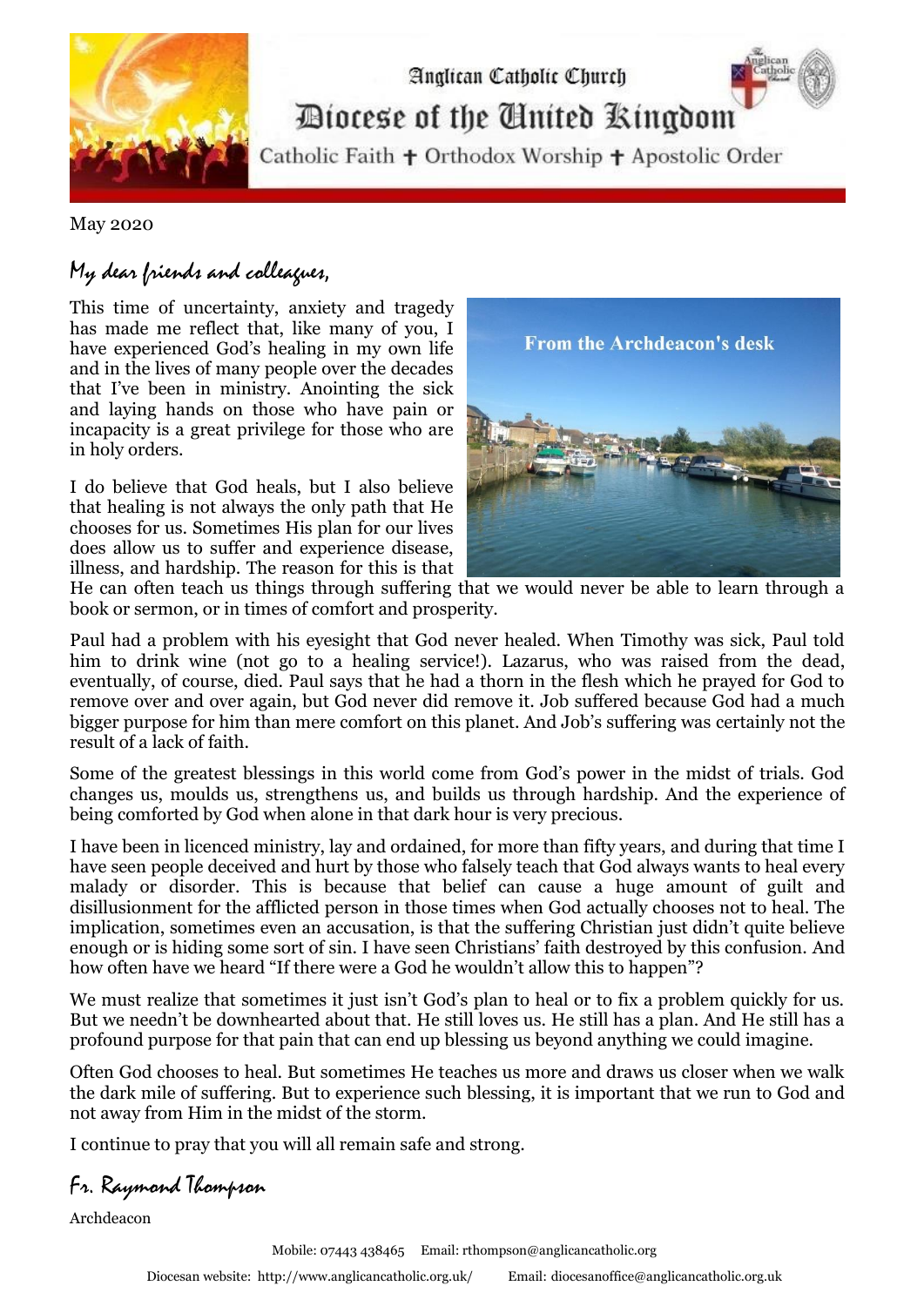# Anglican Catholic Church

## Diocese of the United Kingdom

Catholic Faith ✝ Orthodox Worship ✝ Apostolic Order

May 2020

*My dear friends and colleagues,*

From the Archdeacon's desk

This time of uncertainty, anxiety and tragedy has made me reflect that, like many of you, I have experienced God's healing in my own life and in the lives of many people over the decades that I've been in ministry. Anointing the sick and laying hands on those who have pain or incapacity is a great privilege for those who are in holy orders.

I do believe that God heals, but I also believe that healing is not always the only path that He chooses for us. Sometimes His plan for our lives does allow us to suffer and experience disease, illness, and hardship. The reason for this is that He can often teach us things through suffering that we would never be able to learn through a book or sermon, or in times of comfort and prosperity.

Paul had a problem with his eyesight that God never healed. When Timothy was sick, Paul told him to drink wine (not go to a healing service!). Lazarus, who was raised from the dead, eventually, of course, died. Paul says that he had a thorn in the flesh which he prayed for God to remove over and over again, but God never did remove it. Job suffered because God had a much bigger purpose for him than mere comfort on this planet. And Job's suffering was certainly not the result of a lack of faith.

Some of the greatest blessings in this world come from God's power in the midst of trials. God changes us, moulds us, strengthens us, and builds us through hardship. And the experience of being comforted by God when alone in that dark hour is very precious.

I have been in licenced ministry, lay and ordained, for more than fifty years, and during that time I have seen people deceived and hurt by those who falsely teach that God always wants to heal every malady or disorder. This is because that belief can cause a huge amount of guilt and disillusionment for the afflicted person in those times when God actually chooses not to heal. The implication, sometimes even an accusation, is that the suffering Christian just didn't quite believe enough or is hiding some sort of sin. I have seen Christians' faith destroyed by this confusion. And how often have we heard "If there were a God he wouldn't allow this to happen"?

We must realize that sometimes it just isn't God's plan to heal or to fix a problem quickly for us. But we needn't be downhearted about that. He still loves us. He still has a plan. And He still has a profound purpose for that pain that can end up blessing us beyond anything we could imagine.

Often God chooses to heal. But sometimes He teaches us more and draws us closer when we walk the dark mile of suffering. But to experience such blessing, it is important that we run to God and not away from Him in the midst of the storm.

I continue to pray that you will all remain safe and strong.

*Fr. Raymond Thompson*

Archdeacon

Mobile: 07443 438465 Email: rthompson@anglicancatholic.org

Diocesan website: http://www.anglicancatholic.org.uk/ Email: diocesanoffice@anglicancatholic.org.uk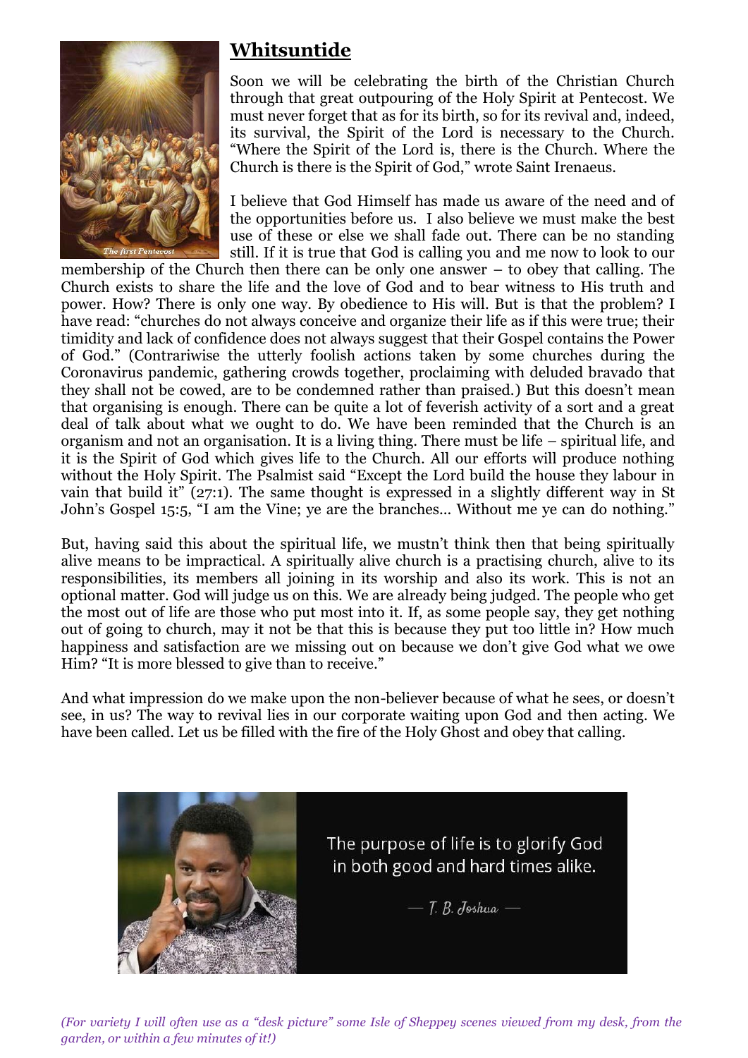## Whitsuntide

Soon we will be celebrating the birth of the Christian Church through that great outpouring of the Holy Spirit at Pentecost. We must never forget that as for its birth, so for its revival and, indeed, its survival, the Spirit of the Lord is necessary to the Church. "Where the Spirit of the Lord is, there is the Church. Where the Church is there is the Spirit of God," wrote Saint Irenaeus.

I believe that God Himself has made us aware of the need and of the opportunities before us. I also believe we must make the best use of these or else we shall fade out. There can be no standing still. If it is true that God is calling you and me now to look to our membership of the Church then there can be only one answer – to obey that calling. The Church exists to share the life and the love of God and to bear witness to His truth and power. How? There is only one way. By obedience to His will. But is that the problem? I have read: "churches do not always conceive and organize their life as if this were true; their timidity and lack of confidence does not always suggest that their Gospel contains the Power of God." (Contrariwise the utterly foolish actions taken by some churches during the Coronavirus pandemic, gathering crowds together, proclaiming with deluded bravado that they shall not be cowed, are to be condemned rather than praised.) But this doesn't mean that organising is enough. There can be quite a lot of feverish activity of a sort and a great deal of talk about what we ought to do. We have been reminded that the Church is an organism and not an organisation. It is a living thing. There must be life – spiritual life, and it is the Spirit of God which gives life to the Church. All our efforts will produce nothing without the Holy Spirit. The Psalmist said "Except the Lord build the house they labour in vain that build it" (27:1). The same thought is expressed in a slightly different way in St John's Gospel 15:5, "I am the Vine; ye are the branches… Without me ye can do nothing."

But, having said this about the spiritual life, we mustn't think then that being spiritually alive means to be impractical. A spiritually alive church is a practising church, alive to its responsibilities, its members all joining in its worship and also its work. This is not an optional matter. God will judge us on this. We are already being judged. The people who get the most out of life are those who put most into it. If, as some people say, they get nothing out of going to church, may it not be that this is because they put too little in? How much happiness and satisfaction are we missing out on because we don't give God what we owe Him? "It is more blessed to give than to receive."

And what impression do we make upon the non-believer because of what he sees, or doesn't see, in us? The way to revival lies in our corporate waiting upon God and then acting. We have been called. Let us be filled with the fire of the Holy Ghost and obey that calling.

The purpose of life is to glorify God in both good and hard times alike.

— T. B. Joshua —

*(For variety I will often use as a "desk picture" some Isle of Sheppey scenes viewed from my desk, from the garden, or within a few minutes of it!)*